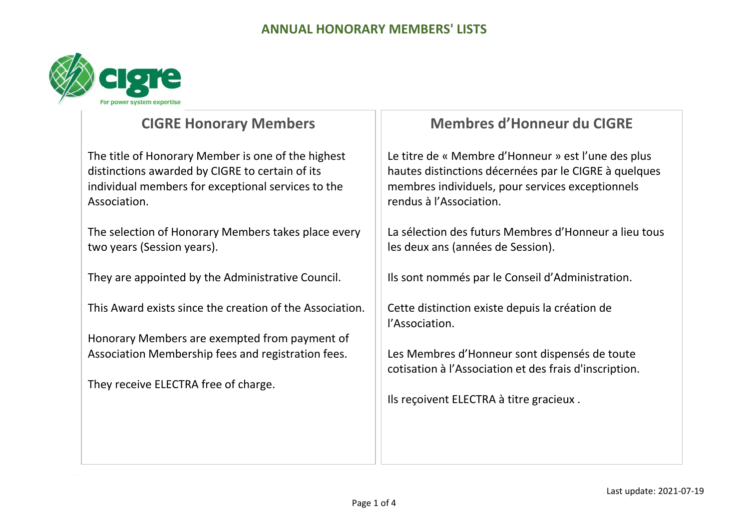# ANNUAL HONORARY MEMBERS' LISTS

## CIGRE Honorary Members

The title of Honorary Member is one of the highest distinctions awarded by CIGRE to certain of its individual members for exceptional services to the Association.

The selection of Honorary Members takes place every two years (Session years).

They are appointed by the Administrative Council.

This Award exists since the creation of the Association.

Honorary Members are exempted from payment of Association Membership fees and registration fees.

They receive ELECTRA free of charge.

## Membres d’Honneur du CIGRE

Le titre de « Membre d’Honneur » est l’une des plus hautes distinctions décernées par le CIGRE à quelques membres individuels, pour services exceptionnels rendus à l’Association.

La sélection des futurs Membres d’Honneur a lieu tous les deux ans (années de Session).

Ils sont nommés par le Conseil d’Administration.

Cette distinction existe depuis la création de l’Association.

Les Membres d’Honneur sont dispensés de toute cotisation à l’Association et des frais d'inscription.

Ils reçoivent ELECTRA à titre gracieux .

Last update: 2021-07-19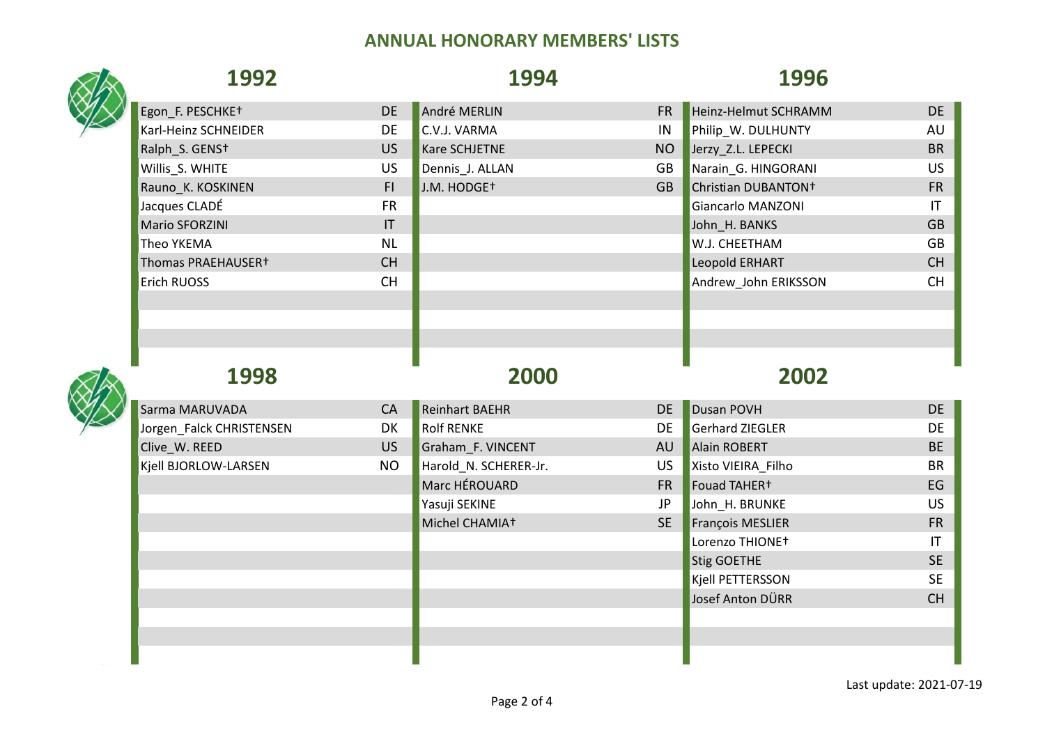# ANNUAL HONORARY MEMBERS' LISTS

## 1992

| Name | Country |
|---|---|
| Egon_F. PESCHKE† | DE |
| Karl-Heinz SCHNEIDER | DE |
| Ralph_S. GENS† | US |
| Willis_S. WHITE | US |
| Rauno_K. KOSKINEN | FI |
| Jacques CLADÉ | FR |
| Mario SFORZINI | IT |
| Theo YKEMA | NL |
| Thomas PRAEHAUSER† | CH |
| Erich RUOSS | CH |

## 1994

| Name | Country |
|---|---|
| André MERLIN | FR |
| C.V.J. VARMA | IN |
| Kare SCHJETNE | NO |
| Dennis_J. ALLAN | GB |
| J.M. HODGE† | GB |

## 1996

| Name | Country |
|---|---|
| Heinz-Helmut SCHRAMM | DE |
| Philip_W. DULHUNTY | AU |
| Jerzy_Z.L. LEPECKI | BR |
| Narain_G. HINGORANI | US |
| Christian DUBANTON† | FR |
| Giancarlo MANZONI | IT |
| John_H. BANKS | GB |
| W.J. CHEETHAM | GB |
| Leopold ERHART | CH |
| Andrew_John ERIKSSON | CH |

## 1998

| Name | Country |
|---|---|
| Sarma MARUVADA | CA |
| Jorgen_Falck CHRISTENSEN | DK |
| Clive_W. REED | US |
| Kjell BJORLOW-LARSEN | NO |

## 2000

| Name | Country |
|---|---|
| Reinhart BAEHR | DE |
| Rolf RENKE | DE |
| Graham_F. VINCENT | AU |
| Harold_N. SCHERER-Jr. | US |
| Marc HÉROUARD | FR |
| Yasuji SEKINE | JP |
| Michel CHAMIA† | SE |

## 2002

| Name | Country |
|---|---|
| Dusan POVH | DE |
| Gerhard ZIEGLER | DE |
| Alain ROBERT | BE |
| Xisto VIEIRA_Filho | BR |
| Fouad TAHER† | EG |
| John_H. BRUNKE | US |
| François MESLIER | FR |
| Lorenzo THIONE† | IT |
| Stig GOETHE | SE |
| Kjell PETTERSSON | SE |
| Josef Anton DÜRR | CH |

Last update: 2021-07-19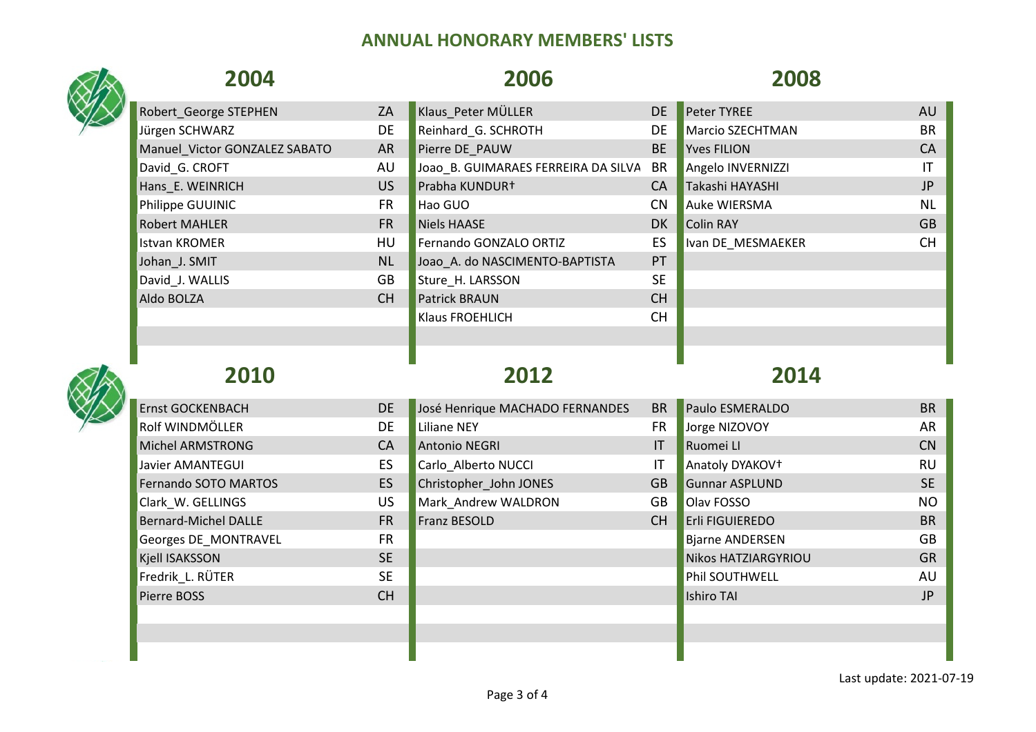# ANNUAL HONORARY MEMBERS' LISTS

## 2004

| Name | Country |
|---|---|
| Robert_George STEPHEN | ZA |
| Jürgen SCHWARZ | DE |
| Manuel_Victor GONZALEZ SABATO | AR |
| David_G. CROFT | AU |
| Hans_E. WEINRICH | US |
| Philippe GUUINIC | FR |
| Robert MAHLER | FR |
| Istvan KROMER | HU |
| Johan_J. SMIT | NL |
| David_J. WALLIS | GB |
| Aldo BOLZA | CH |

## 2006

| Name | Country |
|---|---|
| Klaus_Peter MÜLLER | DE |
| Reinhard_G. SCHROTH | DE |
| Pierre DE_PAUW | BE |
| Joao_B. GUIMARAES FERREIRA DA SILVA | BR |
| Prabha KUNDUR† | CA |
| Hao GUO | CN |
| Niels HAASE | DK |
| Fernando GONZALO ORTIZ | ES |
| Joao_A. do NASCIMENTO-BAPTISTA | PT |
| Sture_H. LARSSON | SE |
| Patrick BRAUN | CH |
| Klaus FROEHLICH | CH |

## 2008

| Name | Country |
|---|---|
| Peter TYREE | AU |
| Marcio SZECHTMAN | BR |
| Yves FILION | CA |
| Angelo INVERNIZZI | IT |
| Takashi HAYASHI | JP |
| Auke WIERSMA | NL |
| Colin RAY | GB |
| Ivan DE_MESMAEKER | CH |

## 2010

| Name | Country |
|---|---|
| Ernst GOCKENBACH | DE |
| Rolf WINDMÖLLER | DE |
| Michel ARMSTRONG | CA |
| Javier AMANTEGUI | ES |
| Fernando SOTO MARTOS | ES |
| Clark_W. GELLINGS | US |
| Bernard-Michel DALLE | FR |
| Georges DE_MONTRAVEL | FR |
| Kjell ISAKSSON | SE |
| Fredrik_L. RÜTER | SE |
| Pierre BOSS | CH |

## 2012

| Name | Country |
|---|---|
| José Henrique MACHADO FERNANDES | BR |
| Liliane NEY | FR |
| Antonio NEGRI | IT |
| Carlo_Alberto NUCCI | IT |
| Christopher_John JONES | GB |
| Mark_Andrew WALDRON | GB |
| Franz BESOLD | CH |

## 2014

| Name | Country |
|---|---|
| Paulo ESMERALDO | BR |
| Jorge NIZOVOY | AR |
| Ruomei LI | CN |
| Anatoly DYAKOV† | RU |
| Gunnar ASPLUND | SE |
| Olav FOSSO | NO |
| Erli FIGUIEREDO | BR |
| Bjarne ANDERSEN | GB |
| Nikos HATZIARGYRIOU | GR |
| Phil SOUTHWELL | AU |
| Ishiro TAI | JP |

Last update: 2021-07-19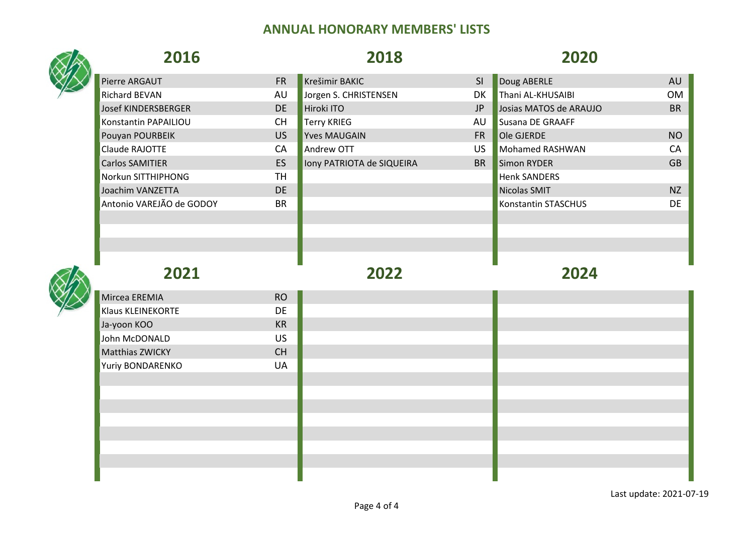# ANNUAL HONORARY MEMBERS' LISTS

## 2016

| | |
|---|---|
| Pierre ARGAUT | FR |
| Richard BEVAN | AU |
| Josef KINDERSBERGER | DE |
| Konstantin PAPAILIOU | CH |
| Pouyan POURBEIK | US |
| Claude RAJOTTE | CA |
| Carlos SAMITIER | ES |
| Norkun SITTHIPHONG | TH |
| Joachim VANZETTA | DE |
| Antonio VAREJÃO de GODOY | BR |

## 2018

| | |
|---|---|
| Krešimir BAKIC | SI |
| Jorgen S. CHRISTENSEN | DK |
| Hiroki ITO | JP |
| Terry KRIEG | AU |
| Yves MAUGAIN | FR |
| Andrew OTT | US |
| Iony PATRIOTA de SIQUEIRA | BR |

## 2020

| | |
|---|---|
| Doug ABERLE | AU |
| Thani AL-KHUSAIBI | OM |
| Josias MATOS de ARAUJO | BR |
| Susana DE GRAAFF | |
| Ole GJERDE | NO |
| Mohamed RASHWAN | CA |
| Simon RYDER | GB |
| Henk SANDERS | |
| Nicolas SMIT | NZ |
| Konstantin STASCHUS | DE |

## 2021

| | |
|---|---|
| Mircea EREMIA | RO |
| Klaus KLEINEKORTE | DE |
| Ja-yoon KOO | KR |
| John McDONALD | US |
| Matthias ZWICKY | CH |
| Yuriy BONDARENKO | UA |

## 2022

## 2024

Last update: 2021-07-19